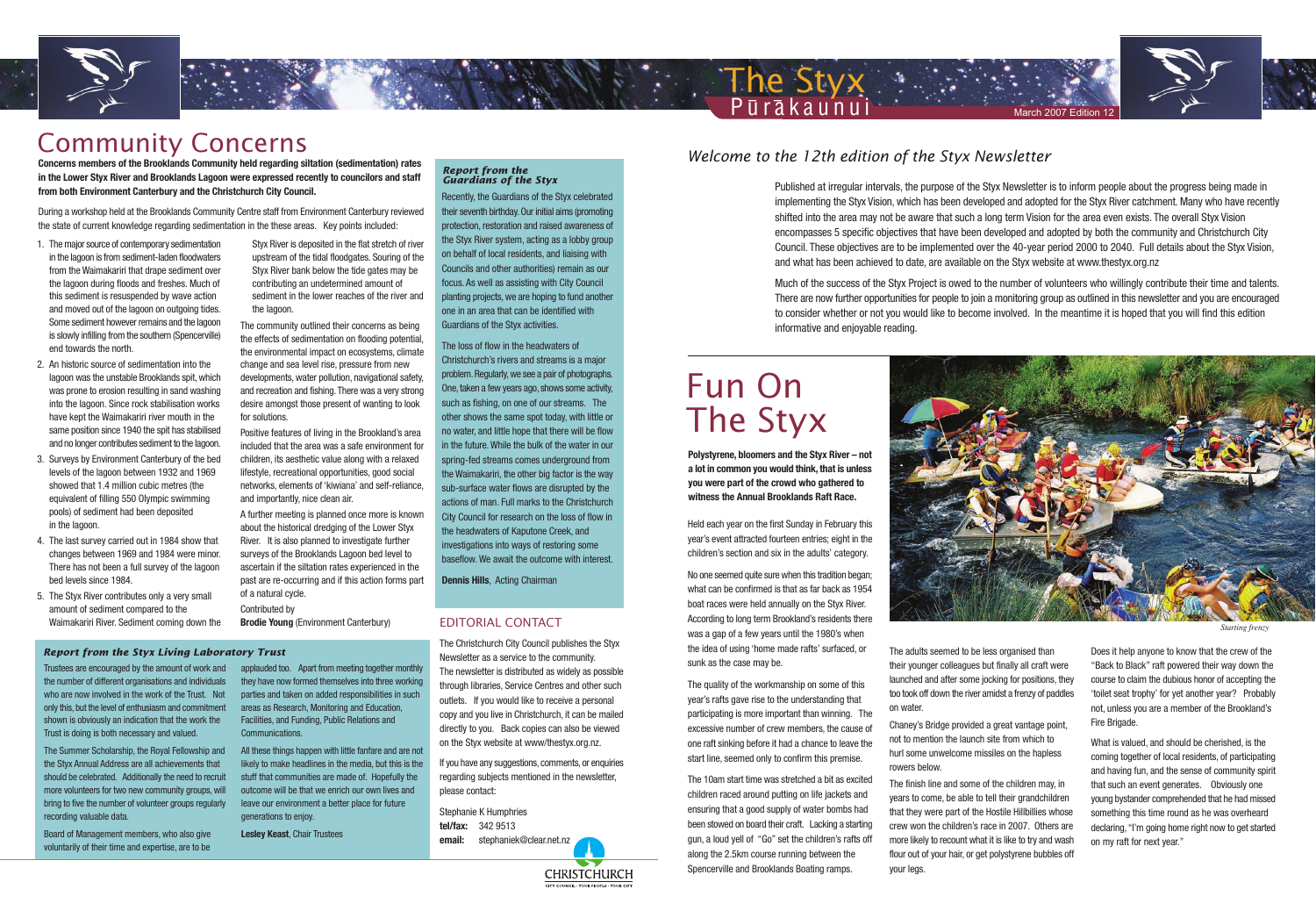# Community Concerns

**Concerns members of the Brooklands Community held regarding siltation (sedimentation) rates in the Lower Styx River and Brooklands Lagoon were expressed recently to councilors and staff from both Environment Canterbury and the Christchurch City Council.**

During a workshop held at the Brooklands Community Centre staff from Environment Canterbury reviewed the state of current knowledge regarding sedimentation in the these areas. Key points included:

1. The major source of contemporary sedimentation in the lagoon is from sediment-laden floodwaters from the Waimakariri that drape sediment over the lagoon during floods and freshes. Much of this sediment is resuspended by wave action and moved out of the lagoon on outgoing tides. Some sediment however remains and the lagoon is slowly infilling from the southern (Spencerville) end towards the north.
2. An historic source of sedimentation into the lagoon was the unstable Brooklands spit, which was prone to erosion resulting in sand washing into the lagoon. Since rock stabilisation works have kept the Waimakariri river mouth in the same position since 1940 the spit has stabilised and no longer contributes sediment to the lagoon.
3. Surveys by Environment Canterbury of the bed levels of the lagoon between 1932 and 1969 showed that 1.4 million cubic metres (the equivalent of filling 550 Olympic swimming pools) of sediment had been deposited in the lagoon.
4. The last survey carried out in 1984 show that changes between 1969 and 1984 were minor. There has not been a full survey of the lagoon bed levels since 1984.
5. The Styx River contributes only a very small amount of sediment compared to the Waimakariri River. Sediment coming down the Styx River is deposited in the flat stretch of river upstream of the tidal floodgates. Souring of the Styx River bank below the tide gates may be contributing an undetermined amount of sediment in the lower reaches of the river and the lagoon.

The community outlined their concerns as being the effects of sedimentation on flooding potential, the environmental impact on ecosystems, climate change and sea level rise, pressure from new developments, water pollution, navigational safety, and recreation and fishing. There was a very strong desire amongst those present of wanting to look for solutions.

Positive features of living in the Brookland's area included that the area was a safe environment for children, its aesthetic value along with a relaxed lifestyle, recreational opportunities, good social networks, elements of 'kiwiana' and self-reliance, and importantly, nice clean air.

A further meeting is planned once more is known about the historical dredging of the Lower Styx River. It is also planned to investigate further surveys of the Brooklands Lagoon bed level to ascertain if the siltation rates experienced in the past are re-occurring and if this action forms part of a natural cycle.

Contributed by
**Brodie Young** (Environment Canterbury)

### *Report from the Guardians of the Styx*

Recently, the Guardians of the Styx celebrated their seventh birthday. Our initial aims (promoting protection, restoration and raised awareness of the Styx River system, acting as a lobby group on behalf of local residents, and liaising with Councils and other authorities) remain as our focus. As well as assisting with City Council planting projects, we are hoping to fund another one in an area that can be identified with Guardians of the Styx activities.

The loss of flow in the headwaters of Christchurch's rivers and streams is a major problem. Regularly, we see a pair of photographs. One, taken a few years ago, shows some activity, such as fishing, on one of our streams. The other shows the same spot today, with little or no water, and little hope that there will be flow in the future. While the bulk of the water in our spring-fed streams comes underground from the Waimakariri, the other big factor is the way sub-surface water flows are disrupted by the actions of man. Full marks to the Christchurch City Council for research on the loss of flow in the headwaters of Kaputone Creek, and investigations into ways of restoring some baseflow. We await the outcome with interest.

**Dennis Hills**, Acting Chairman

### *Report from the Styx Living Laboratory Trust*

Trustees are encouraged by the amount of work and the number of different organisations and individuals who are now involved in the work of the Trust. Not only this, but the level of enthusiasm and commitment shown is obviously an indication that the work the Trust is doing is both necessary and valued.

The Summer Scholarship, the Royal Fellowship and the Styx Annual Address are all achievements that should be celebrated. Additionally the need to recruit more volunteers for two new community groups, will bring to five the number of volunteer groups regularly recording valuable data.

Board of Management members, who also give voluntarily of their time and expertise, are to be applauded too. Apart from meeting together monthly they have now formed themselves into three working parties and taken on added responsibilities in such areas as Research, Monitoring and Education, Facilities, and Funding, Public Relations and Communications.

All these things happen with little fanfare and are not likely to make headlines in the media, but this is the stuff that communities are made of. Hopefully the outcome will be that we enrich our own lives and leave our environment a better place for future generations to enjoy.

**Lesley Keast**, Chair Trustees

### EDITORIAL CONTACT

The Christchurch City Council publishes the Styx Newsletter as a service to the community. The newsletter is distributed as widely as possible through libraries, Service Centres and other such outlets. If you would like to receive a personal copy and you live in Christchurch, it can be mailed directly to you. Back copies can also be viewed on the Styx website at www/thestyx.org.nz.

If you have any suggestions, comments, or enquiries regarding subjects mentioned in the newsletter, please contact:

Stephanie K Humphries
**tel/fax:** 342 9513
**email:** stephaniek@clear.net.nz

# The Styx
## Pūrākaunui

March 2007 Edition 12

## *Welcome to the 12th edition of the Styx Newsletter*

Published at irregular intervals, the purpose of the Styx Newsletter is to inform people about the progress being made in implementing the Styx Vision, which has been developed and adopted for the Styx River catchment. Many who have recently shifted into the area may not be aware that such a long term Vision for the area even exists. The overall Styx Vision encompasses 5 specific objectives that have been developed and adopted by both the community and Christchurch City Council. These objectives are to be implemented over the 40-year period 2000 to 2040. Full details about the Styx Vision, and what has been achieved to date, are available on the Styx website at www.thestyx.org.nz

Much of the success of the Styx Project is owed to the number of volunteers who willingly contribute their time and talents. There are now further opportunities for people to join a monitoring group as outlined in this newsletter and you are encouraged to consider whether or not you would like to become involved. In the meantime it is hoped that you will find this edition informative and enjoyable reading.

# Fun On The Styx

**Polystyrene, bloomers and the Styx River – not a lot in common you would think, that is unless you were part of the crowd who gathered to witness the Annual Brooklands Raft Race.**

Held each year on the first Sunday in February this year's event attracted fourteen entries; eight in the children's section and six in the adults' category.

No one seemed quite sure when this tradition began; what can be confirmed is that as far back as 1954 boat races were held annually on the Styx River. According to long term Brookland's residents there was a gap of a few years until the 1980's when the idea of using 'home made rafts' surfaced, or sunk as the case may be.

The quality of the workmanship on some of this year's rafts gave rise to the understanding that participating is more important than winning. The excessive number of crew members, the cause of one raft sinking before it had a chance to leave the start line, seemed only to confirm this premise.

The 10am start time was stretched a bit as excited children raced around putting on life jackets and ensuring that a good supply of water bombs had been stowed on board their craft. Lacking a starting gun, a loud yell of "Go" set the children's rafts off along the 2.5km course running between the Spencerville and Brooklands Boating ramps.

*Starting frenzy*

The adults seemed to be less organised than their younger colleagues but finally all craft were launched and after some jocking for positions, they too took off down the river amidst a frenzy of paddles on water.

Chaney's Bridge provided a great vantage point, not to mention the launch site from which to hurl some unwelcome missiles on the hapless rowers below.

The finish line and some of the children may, in years to come, be able to tell their grandchildren that they were part of the Hostile Hillbillies whose crew won the children's race in 2007. Others are more likely to recount what it is like to try and wash flour out of your hair, or get polystyrene bubbles off your legs.

Does it help anyone to know that the crew of the "Back to Black" raft powered their way down the course to claim the dubious honor of accepting the 'toilet seat trophy' for yet another year? Probably not, unless you are a member of the Brookland's Fire Brigade.

What is valued, and should be cherished, is the coming together of local residents, of participating and having fun, and the sense of community spirit that such an event generates. Obviously one young bystander comprehended that he had missed something this time round as he was overheard declaring, "I'm going home right now to get started on my raft for next year."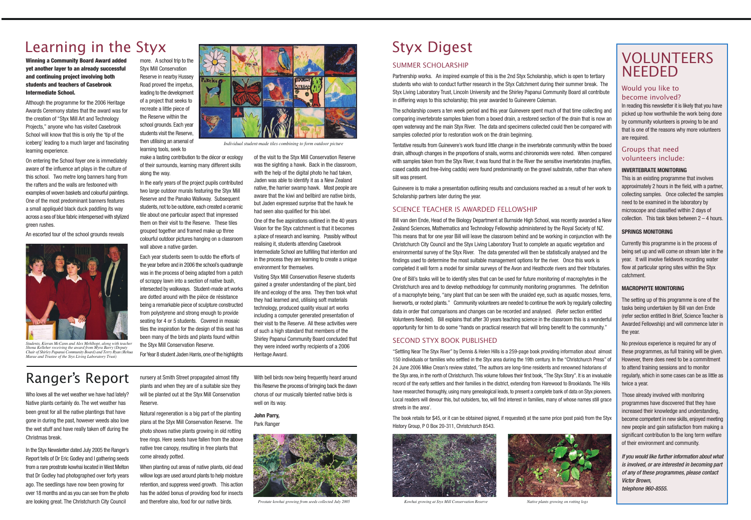# Learning in the Styx

**Winning a Community Board Award added yet another layer to an already successful and continuing project involving both students and teachers of Casebrook Intermediate School.**

Although the programme for the 2006 Heritage Awards Ceremony states that the award was for the creation of "Styx Mill Art and Technology Projects," anyone who has visited Casebrook School will know that this is only the 'tip of the iceberg' leading to a much larger and fascinating learning experience.

On entering the School foyer one is immediately aware of the influence art plays in the culture of this school. Two metre long banners hang from the rafters and the walls are festooned with examples of woven baskets and colourful paintings. One of the most predominant banners features a small appliquéd black duck paddling its way across a sea of blue fabric interspersed with stylized green rushes.

An escorted tour of the school grounds reveals more. A school trip to the Styx Mill Conservation Reserve in nearby Hussey Road proved the impetus, leading to the development of a project that seeks to recreate a little piece of the Reserve within the school grounds. Each year students visit the Reserve, then utilising an arsenal of learning tools, seek to make a lasting contribution to the décor or ecology of their surrounds, learning many different skills along the way.

*Students, Kieran McCann and Alex Mehlhopt, along with teacher Shona Kelleher receiving the award from Myra Barry (Deputy Chair of Shirley Papanui Community Board) and Terry Ryan (Rehua Marae and Trustee of the Styx Living Laboratory Trust)*

*Individual student-made tiles combining to form outdoor picture*

In the early years of the project pupils contributed two large outdoor murals featuring the Styx Mill Reserve and the Panako Walkway. Subsequent students, not to be outdone, each created a ceramic tile about one particular aspect that impressed them on their visit to the Reserve. These tiles grouped together and framed make up three colourful outdoor pictures hanging on a classroom wall above a native garden.

Each year students seem to outdo the efforts of the year before and in 2006 the school's quadrangle was in the process of being adapted from a patch of scrappy lawn into a section of native bush, intersected by walkways. Student-made art works are dotted around with the pièce de résistance being a remarkable piece of sculpture constructed from polystyrene and strong enough to provide seating for 4 or 5 students. Covered in mosaic tiles the inspiration for the design of this seat has been many of the birds and plants found within the Styx Mill Conservation Reserve.

For Year 8 student Jaden Harris, one of the highlights of the visit to the Styx Mill Conservation Reserve was the sighting a hawk. Back in the classroom, with the help of the digital photo he had taken, Jaden was able to identify it as a New Zealand native, the harrier swamp hawk. Most people are aware that the kiwi and bellbird are native birds, but Jaden expressed surprise that the hawk he had seen also qualified for this label.

One of the five aspirations outlined in the 40 years Vision for the Styx catchment is that it becomes a place of research and learning. Possibly without realising it, students attending Casebrook Intermediate School are fulfilling that intention and in the process they are learning to create a unique environment for themselves.

Visiting Styx Mill Conservation Reserve students gained a greater understanding of the plant, bird life and ecology of the area. They then took what they had learned and, utilising soft materials technology, produced quality visual art works including a computer generated presentation of their visit to the Reserve. All these activities were of such a high standard that members of the Shirley Papanui Community Board concluded that they were indeed worthy recipients of a 2006 Heritage Award.

# Ranger's Report

Who loves all the wet weather we have had lately? Native plants certainly do. The wet weather has been great for all the native plantings that have gone in during the past, however weeds also love the wet stuff and have really taken off during the Christmas break.

In the Styx Newsletter dated July 2005 the Ranger's Report tells of Dr Eric Godley and I gathering seeds from a rare prostrate kowhai located in West Melton that Dr Godley had photographed over forty years ago. The seedlings have now been growing for over 18 months and as you can see from the photo are looking great. The Christchurch City Council nursery at Smith Street propagated almost fifty plants and when they are of a suitable size they will be planted out at the Styx Mill Conservation Reserve.

Natural regeneration is a big part of the planting plans at the Styx Mill Conservation Reserve. The photo shows native plants growing in old rotting tree rings. Here seeds have fallen from the above native tree canopy, resulting in free plants that come already potted.

When planting out areas of native plants, old dead willow logs are used around plants to help moisture retention, and suppress weed growth. This action has the added bonus of providing food for insects and therefore also, food for our native birds.

With bell birds now being frequently heard around this Reserve the process of bringing back the dawn chorus of our musically talented native birds is well on its way.

**John Parry,**
Park Ranger

*Prostate kowhai growing from seeds collected July 2005*

# Styx Digest

## SUMMER SCHOLARSHIP

Partnership works. An inspired example of this is the 2nd Styx Scholarship, which is open to tertiary students who wish to conduct further research in the Styx Catchment during their summer break. The Styx Living Laboratory Trust, Lincoln University and the Shirley Papanui Community Board all contribute in differing ways to this scholarship; this year awarded to Guinevere Coleman.

The scholarship covers a ten week period and this year Guinevere spent much of that time collecting and comparing invertebrate samples taken from a boxed drain, a restored section of the drain that is now an open waterway and the main Styx River. The data and specimens collected could then be compared with samples collected prior to restoration work on the drain beginning.

Tentative results from Guinevere's work found little change in the invertebrate community within the boxed drain, although changes in the proportions of snails, worms and chironomids were noted. When compared with samples taken from the Styx River, it was found that in the River the sensitive invertebrates (mayflies, cased caddis and free-living caddis) were found predominantly on the gravel substrate, rather than where silt was present.

Guinevere is to make a presentation outlining results and conclusions reached as a result of her work to Scholarship partners later during the year.

## SCIENCE TEACHER IS AWARDED FELLOWSHIP

Bill van den Ende, Head of the Biology Department at Burnside High School, was recently awarded a New Zealand Sciences, Mathematics and Technology Fellowship administered by the Royal Society of NZ. This means that for one year Bill will leave the classroom behind and be working in conjunction with the Christchurch City Council and the Styx Living Laboratory Trust to complete an aquatic vegetation and environmental survey of the Styx River. The data generated will then be statistically analysed and the findings used to determine the most suitable management options for the river. Once this work is completed it will form a model for similar surveys of the Avon and Heathcote rivers and their tributaries.

One of Bill's tasks will be to identify sites that can be used for future monitoring of macrophytes in the Christchurch area and to develop methodology for community monitoring programmes. The definition of a macrophyte being, "any plant that can be seen with the unaided eye, such as aquatic mosses, ferns, liverworts, or rooted plants." Community volunteers are needed to continue the work by regularly collecting data in order that comparisons and changes can be recorded and analysed. (Refer section entitled Volunteers Needed). Bill explains that after 30 years teaching science in the classroom this is a wonderful opportunity for him to do some "hands on practical research that will bring benefit to the community."

## SECOND STYX BOOK PUBLISHED

"Settling Near The Styx River" by Dennis & Helen Hills is a 259-page book providing information about almost 150 individuals or families who settled in the Styx area during the 19th century. In the "Christchurch Press" of 24 June 2006 Mike Crean's review stated, 'The authors are long-time residents and renowned historians of the Styx area, in the north of Christchurch. This volume follows their first book, "The Styx Story". It is an invaluable record of the early settlers and their families in the district, extending from Harewood to Brooklands. The Hills have researched thoroughly, using many genealogical leads, to present a complete bank of data on Styx pioneers. Local readers will devour this, but outsiders, too, will find interest in families, many of whose names still grace streets in the area'.

The book retails for $45, or it can be obtained (signed, if requested) at the same price (post paid) from the Styx History Group, P O Box 20-311, Christchurch 8543.

*Kowhai growing at Styx Mill Conservation Reserve*

*Native plants growing on rotting logs*

# VOLUNTEERS NEEDED

## Would you like to become involved?

In reading this newsletter it is likely that you have picked up how worthwhile the work being done by community volunteers is proving to be and that is one of the reasons why more volunteers are required.

## Groups that need volunteers include:

**INVERTEBRATE MONITORING**

This is an existing programme that involves approximately 2 hours in the field, with a partner, collecting samples. Once collected the samples need to be examined in the laboratory by microscope and classified within 2 days of collection. This task takes between 2 – 4 hours.

**SPRINGS MONITORING**

Currently this programme is in the process of being set up and will come on stream later in the year. It will involve fieldwork recording water flow at particular spring sites within the Styx catchment.

**MACROPHYTE MONITORING**

The setting up of this programme is one of the tasks being undertaken by Bill van den Ende (refer section entitled In Brief, Science Teacher is Awarded Fellowship) and will commence later in the year.

No previous experience is required for any of these programmes, as full training will be given. However, there does need to be a commitment to attend training sessions and to monitor regularly, which in some cases can be as little as twice a year.

Those already involved with monitoring programmes have discovered that they have increased their knowledge and understanding, become competent in new skills, enjoyed meeting new people and gain satisfaction from making a significant contribution to the long term welfare of their environment and community.

***If you would like further information about what is involved, or are interested in becoming part of any of these programmes, please contact Victor Brown, telephone 960-8555.***